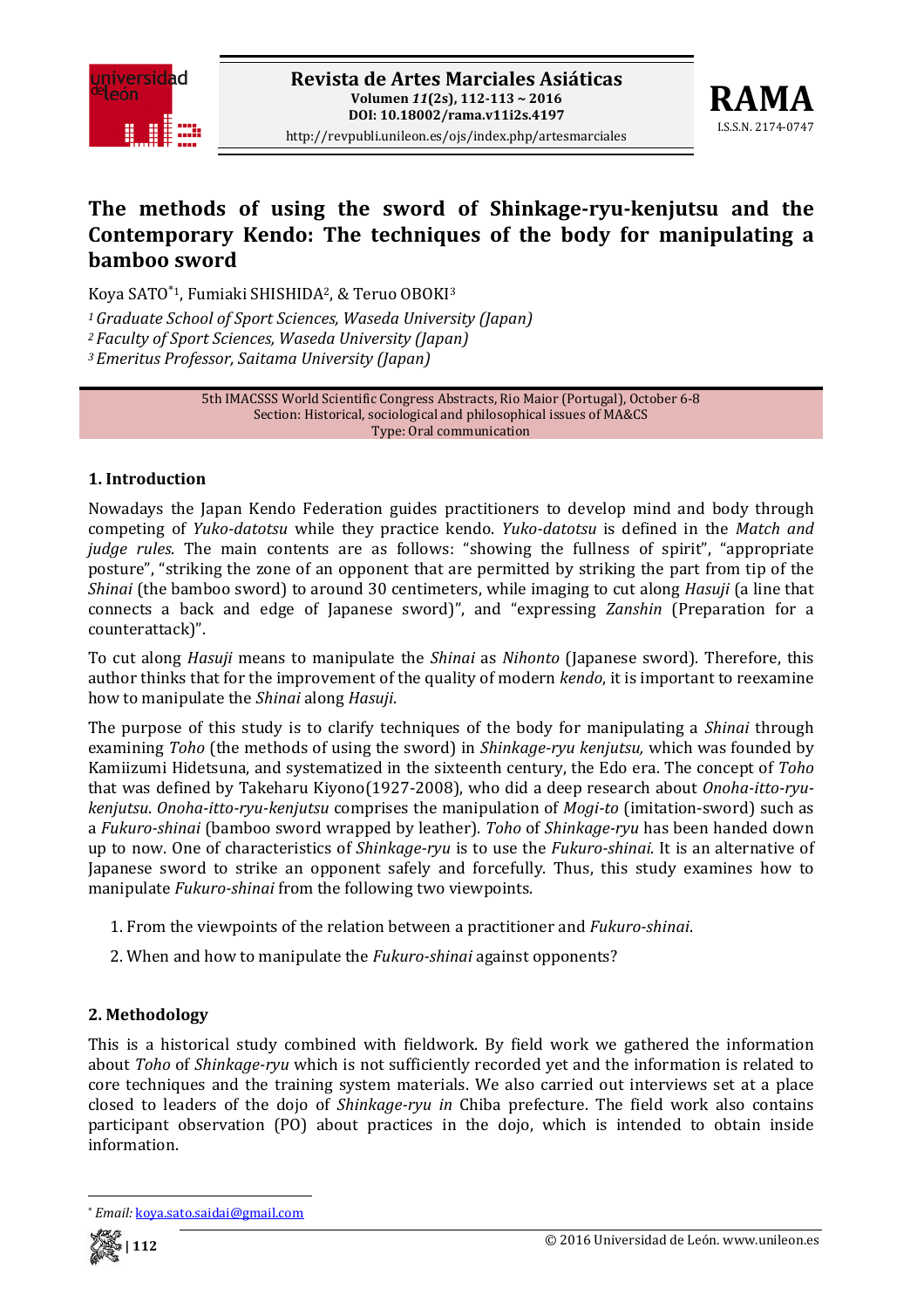# The methods of using the sword of Shinkage-ryu-kenjutsu and the Contemporary Kendo: The techniques of the body for manipulating a bamboo sword

Koya SATO*[1], Fumiaki SHISHIDA[2], & Teruo OBOKI[3]

[1] *Graduate School of Sport Sciences, Waseda University (Japan)*
[2] *Faculty of Sport Sciences, Waseda University (Japan)*
[3] *Emeritus Professor, Saitama University (Japan)*

5th IMACSSS World Scientific Congress Abstracts, Rio Maior (Portugal), October 6-8
Section: Historical, sociological and philosophical issues of MA&CS
Type: Oral communication

## 1. Introduction

Nowadays the Japan Kendo Federation guides practitioners to develop mind and body through competing of *Yuko-datotsu* while they practice kendo. *Yuko-datotsu* is defined in the *Match and judge rules*. The main contents are as follows: "showing the fullness of spirit", "appropriate posture", "striking the zone of an opponent that are permitted by striking the part from tip of the *Shinai* (the bamboo sword) to around 30 centimeters, while imaging to cut along *Hasuji* (a line that connects a back and edge of Japanese sword)", and "expressing *Zanshin* (Preparation for a counterattack)".

To cut along *Hasuji* means to manipulate the *Shinai* as *Nihonto* (Japanese sword). Therefore, this author thinks that for the improvement of the quality of modern *kendo*, it is important to reexamine how to manipulate the *Shinai* along *Hasuji*.

The purpose of this study is to clarify techniques of the body for manipulating a *Shinai* through examining *Toho* (the methods of using the sword) in *Shinkage-ryu kenjutsu,* which was founded by Kamiizumi Hidetsuna, and systematized in the sixteenth century, the Edo era. The concept of *Toho* that was defined by Takeharu Kiyono(1927-2008), who did a deep research about *Onoha-itto-ryu-kenjutsu*. *Onoha-itto-ryu-kenjutsu* comprises the manipulation of *Mogi-to* (imitation-sword) such as a *Fukuro-shinai* (bamboo sword wrapped by leather). *Toho* of *Shinkage-ryu* has been handed down up to now. One of characteristics of *Shinkage-ryu* is to use the *Fukuro-shinai.* It is an alternative of Japanese sword to strike an opponent safely and forcefully. Thus, this study examines how to manipulate *Fukuro-shinai* from the following two viewpoints.

1. From the viewpoints of the relation between a practitioner and *Fukuro-shinai*.
2. When and how to manipulate the *Fukuro-shinai* against opponents?

## 2. Methodology

This is a historical study combined with fieldwork. By field work we gathered the information about *Toho* of *Shinkage-ryu* which is not sufficiently recorded yet and the information is related to core techniques and the training system materials. We also carried out interviews set at a place closed to leaders of the dojo of *Shinkage-ryu in* Chiba prefecture. The field work also contains participant observation (PO) about practices in the dojo, which is intended to obtain inside information.

* *Email:* koya.sato.saidai@gmail.com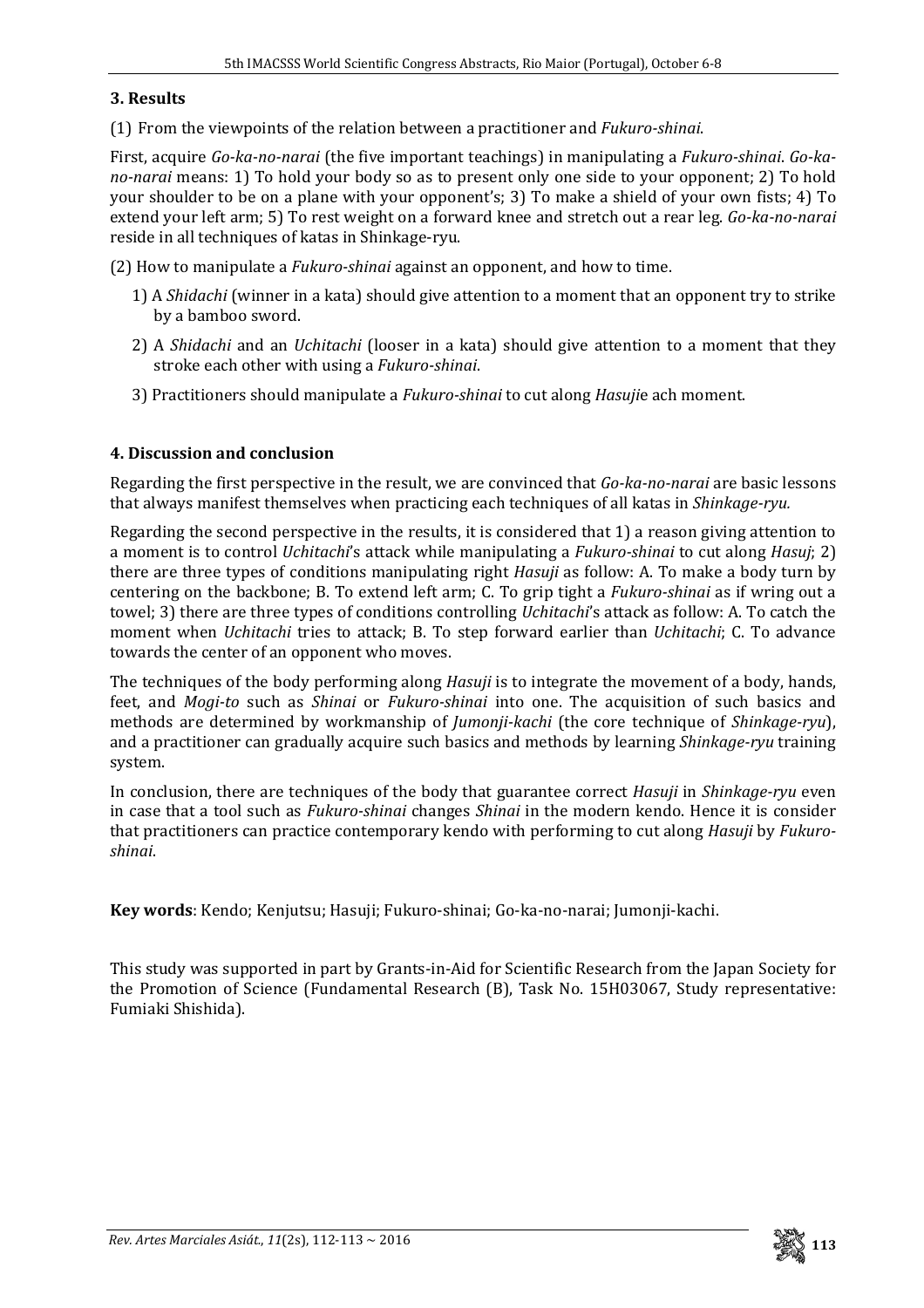## 3. Results

(1) From the viewpoints of the relation between a practitioner and *Fukuro-shinai*.

First, acquire *Go-ka-no-narai* (the five important teachings) in manipulating a *Fukuro-shinai*. *Go-ka-no-narai* means: 1) To hold your body so as to present only one side to your opponent; 2) To hold your shoulder to be on a plane with your opponent's; 3) To make a shield of your own fists; 4) To extend your left arm; 5) To rest weight on a forward knee and stretch out a rear leg. *Go-ka-no-narai* reside in all techniques of katas in Shinkage-ryu.

(2) How to manipulate a *Fukuro-shinai* against an opponent, and how to time.

1) A *Shidachi* (winner in a kata) should give attention to a moment that an opponent try to strike by a bamboo sword.

2) A *Shidachi* and an *Uchitachi* (looser in a kata) should give attention to a moment that they stroke each other with using a *Fukuro-shinai*.

3) Practitioners should manipulate a *Fukuro-shinai* to cut along *Hasuji*e ach moment.

## 4. Discussion and conclusion

Regarding the first perspective in the result, we are convinced that *Go-ka-no-narai* are basic lessons that always manifest themselves when practicing each techniques of all katas in *Shinkage-ryu.*

Regarding the second perspective in the results, it is considered that 1) a reason giving attention to a moment is to control *Uchitachi*'s attack while manipulating a *Fukuro-shinai* to cut along *Hasuj*; 2) there are three types of conditions manipulating right *Hasuji* as follow: A. To make a body turn by centering on the backbone; B. To extend left arm; C. To grip tight a *Fukuro-shinai* as if wring out a towel; 3) there are three types of conditions controlling *Uchitachi*'s attack as follow: A. To catch the moment when *Uchitachi* tries to attack; B. To step forward earlier than *Uchitachi*; C. To advance towards the center of an opponent who moves.

The techniques of the body performing along *Hasuji* is to integrate the movement of a body, hands, feet, and *Mogi-to* such as *Shinai* or *Fukuro-shinai* into one. The acquisition of such basics and methods are determined by workmanship of *Jumonji-kachi* (the core technique of *Shinkage-ryu*), and a practitioner can gradually acquire such basics and methods by learning *Shinkage-ryu* training system.

In conclusion, there are techniques of the body that guarantee correct *Hasuji* in *Shinkage-ryu* even in case that a tool such as *Fukuro-shinai* changes *Shinai* in the modern kendo. Hence it is consider that practitioners can practice contemporary kendo with performing to cut along *Hasuji* by *Fukuro-shinai*.

**Key words**: Kendo; Kenjutsu; Hasuji; Fukuro-shinai; Go-ka-no-narai; Jumonji-kachi.

This study was supported in part by Grants-in-Aid for Scientific Research from the Japan Society for the Promotion of Science (Fundamental Research (B), Task No. 15H03067, Study representative: Fumiaki Shishida).